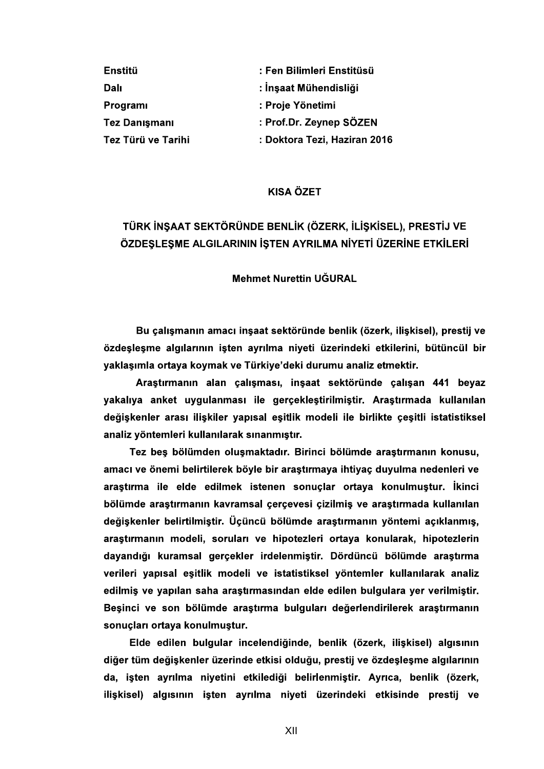| | |
|---|---|
| **Enstitü** | **: Fen Bilimleri Enstitüsü** |
| **Dalı** | **: İnşaat Mühendisliği** |
| **Programı** | **: Proje Yönetimi** |
| **Tez Danışmanı** | **: Prof.Dr. Zeynep SÖZEN** |
| **Tez Türü ve Tarihi** | **: Doktora Tezi, Haziran 2016** |

## KISA ÖZET

## TÜRK İNŞAAT SEKTÖRÜNDE BENLİK (ÖZERK, İLİŞKİSEL), PRESTİJ VE ÖZDEŞLEŞME ALGILARININ İŞTEN AYRILMA NİYETİ ÜZERİNE ETKİLERİ

**Mehmet Nurettin UĞURAL**

**Bu çalışmanın amacı inşaat sektöründe benlik (özerk, ilişkisel), prestij ve özdeşleşme algılarının işten ayrılma niyeti üzerindeki etkilerini, bütüncül bir yaklaşımla ortaya koymak ve Türkiye'deki durumu analiz etmektir.**

**Araştırmanın alan çalışması, inşaat sektöründe çalışan 441 beyaz yakalıya anket uygulanması ile gerçekleştirilmiştir. Araştırmada kullanılan değişkenler arası ilişkiler yapısal eşitlik modeli ile birlikte çeşitli istatistiksel analiz yöntemleri kullanılarak sınanmıştır.**

**Tez beş bölümden oluşmaktadır. Birinci bölümde araştırmanın konusu, amacı ve önemi belirtilerek böyle bir araştırmaya ihtiyaç duyulma nedenleri ve araştırma ile elde edilmek istenen sonuçlar ortaya konulmuştur. İkinci bölümde araştırmanın kavramsal çerçevesi çizilmiş ve araştırmada kullanılan değişkenler belirtilmiştir. Üçüncü bölümde araştırmanın yöntemi açıklanmış, araştırmanın modeli, soruları ve hipotezleri ortaya konularak, hipotezlerin dayandığı kuramsal gerçekler irdelenmiştir. Dördüncü bölümde araştırma verileri yapısal eşitlik modeli ve istatistiksel yöntemler kullanılarak analiz edilmiş ve yapılan saha araştırmasından elde edilen bulgulara yer verilmiştir. Beşinci ve son bölümde araştırma bulguları değerlendirilerek araştırmanın sonuçları ortaya konulmuştur.**

**Elde edilen bulgular incelendiğinde, benlik (özerk, ilişkisel) algısının diğer tüm değişkenler üzerinde etkisi olduğu, prestij ve özdeşleşme algılarının da, işten ayrılma niyetini etkilediği belirlenmiştir. Ayrıca, benlik (özerk, ilişkisel) algısının işten ayrılma niyeti üzerindeki etkisinde prestij ve**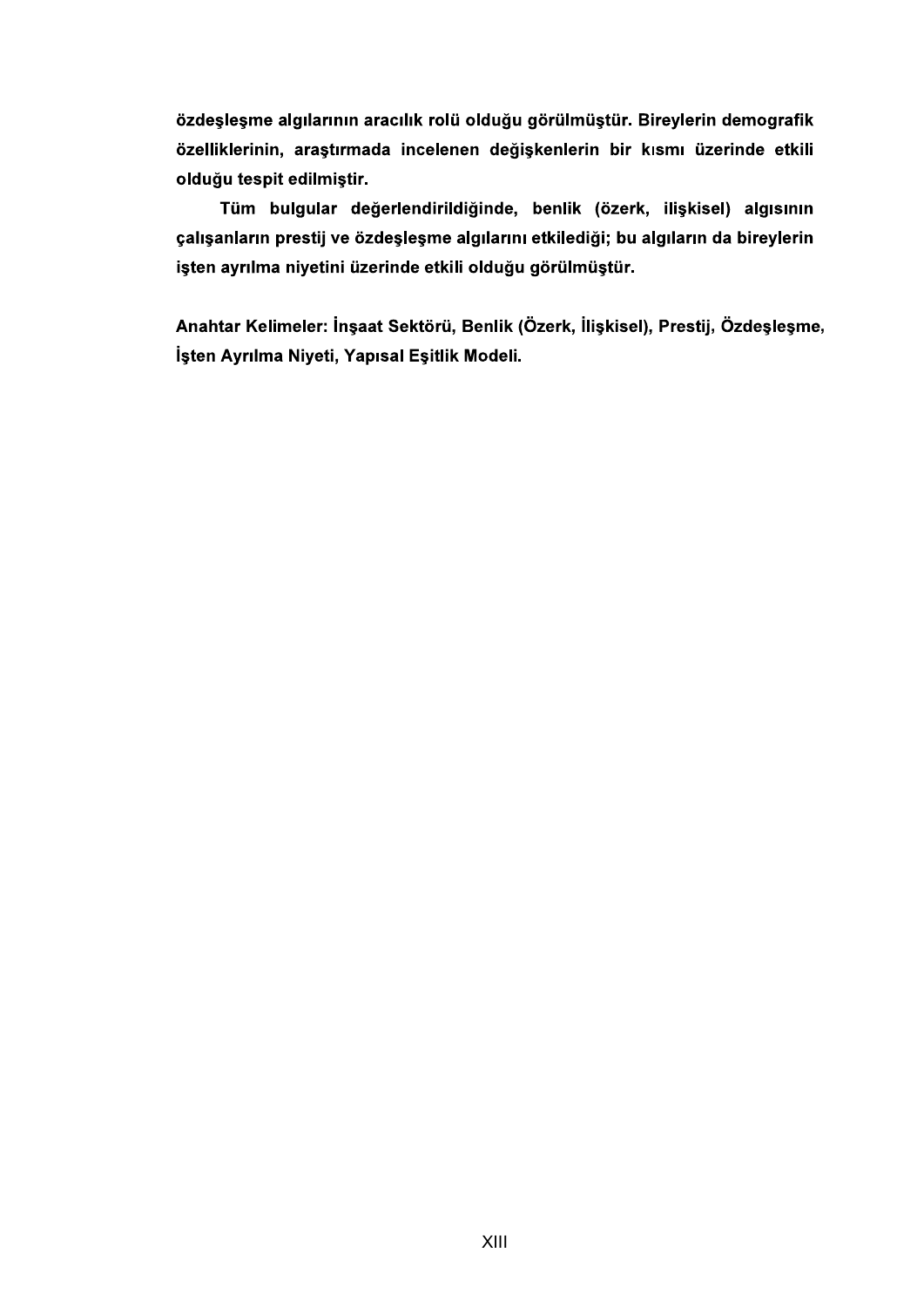**özdeşleşme algılarının aracılık rolü olduğu görülmüştür. Bireylerin demografik özelliklerinin, araştırmada incelenen değişkenlerin bir kısmı üzerinde etkili olduğu tespit edilmiştir.**

**Tüm bulgular değerlendirildiğinde, benlik (özerk, ilişkisel) algısının çalışanların prestij ve özdeşleşme algılarını etkilediği; bu algıların da bireylerin işten ayrılma niyetini üzerinde etkili olduğu görülmüştür.**

**Anahtar Kelimeler: İnşaat Sektörü, Benlik (Özerk, İlişkisel), Prestij, Özdeşleşme, İşten Ayrılma Niyeti, Yapısal Eşitlik Modeli.**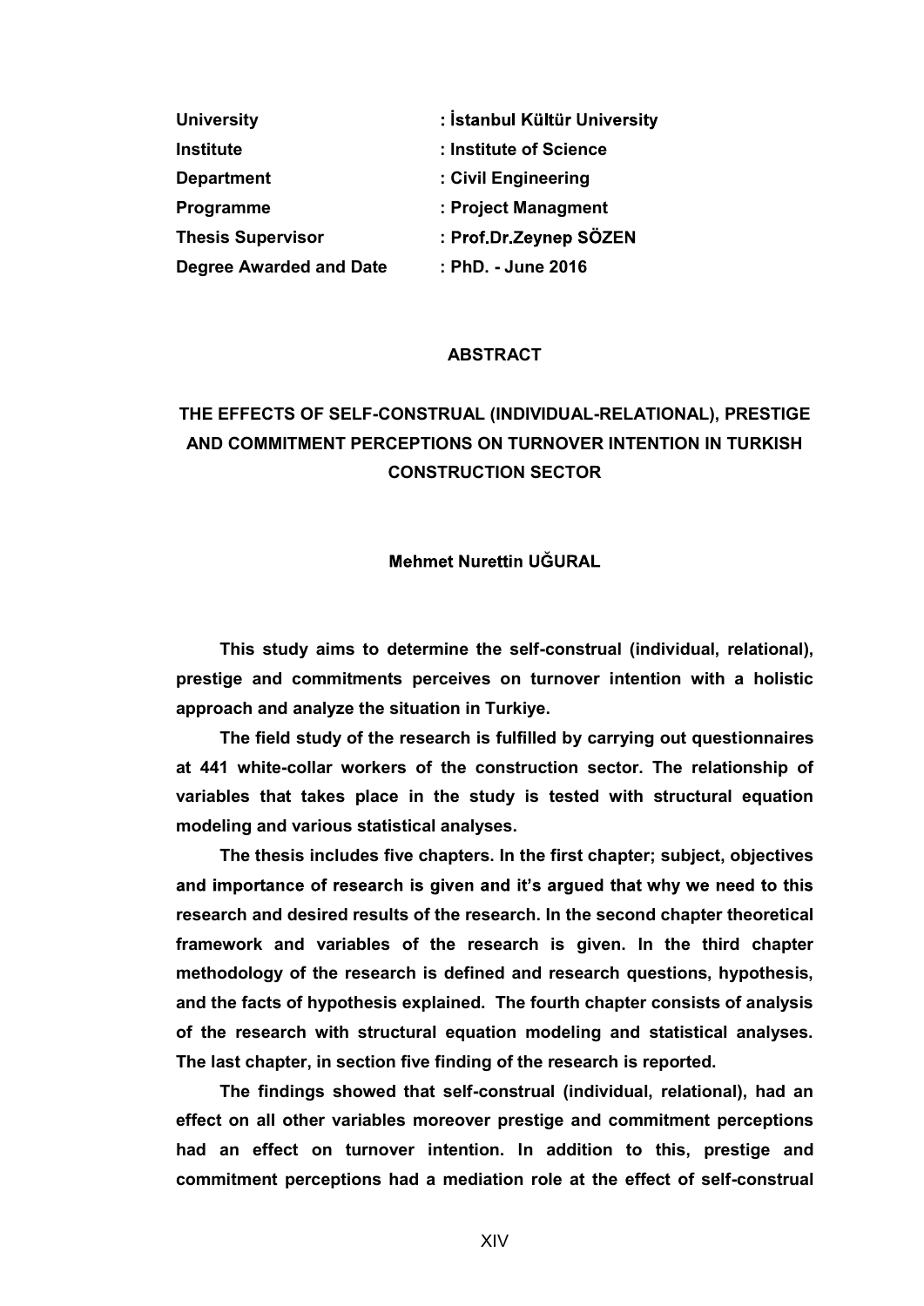| | |
|---|---|
| **University** | **: İstanbul Kültür University** |
| **Institute** | **: Institute of Science** |
| **Department** | **: Civil Engineering** |
| **Programme** | **: Project Managment** |
| **Thesis Supervisor** | **: Prof.Dr.Zeynep SÖZEN** |
| **Degree Awarded and Date** | **: PhD. - June 2016** |

## ABSTRACT

## THE EFFECTS OF SELF-CONSTRUAL (INDIVIDUAL-RELATIONAL), PRESTIGE AND COMMITMENT PERCEPTIONS ON TURNOVER INTENTION IN TURKISH CONSTRUCTION SECTOR

**Mehmet Nurettin UĞURAL**

**This study aims to determine the self-construal (individual, relational), prestige and commitments perceives on turnover intention with a holistic approach and analyze the situation in Turkiye.**

**The field study of the research is fulfilled by carrying out questionnaires at 441 white-collar workers of the construction sector. The relationship of variables that takes place in the study is tested with structural equation modeling and various statistical analyses.**

**The thesis includes five chapters. In the first chapter; subject, objectives and importance of research is given and it's argued that why we need to this research and desired results of the research. In the second chapter theoretical framework and variables of the research is given. In the third chapter methodology of the research is defined and research questions, hypothesis, and the facts of hypothesis explained. The fourth chapter consists of analysis of the research with structural equation modeling and statistical analyses. The last chapter, in section five finding of the research is reported.**

**The findings showed that self-construal (individual, relational), had an effect on all other variables moreover prestige and commitment perceptions had an effect on turnover intention. In addition to this, prestige and commitment perceptions had a mediation role at the effect of self-construal**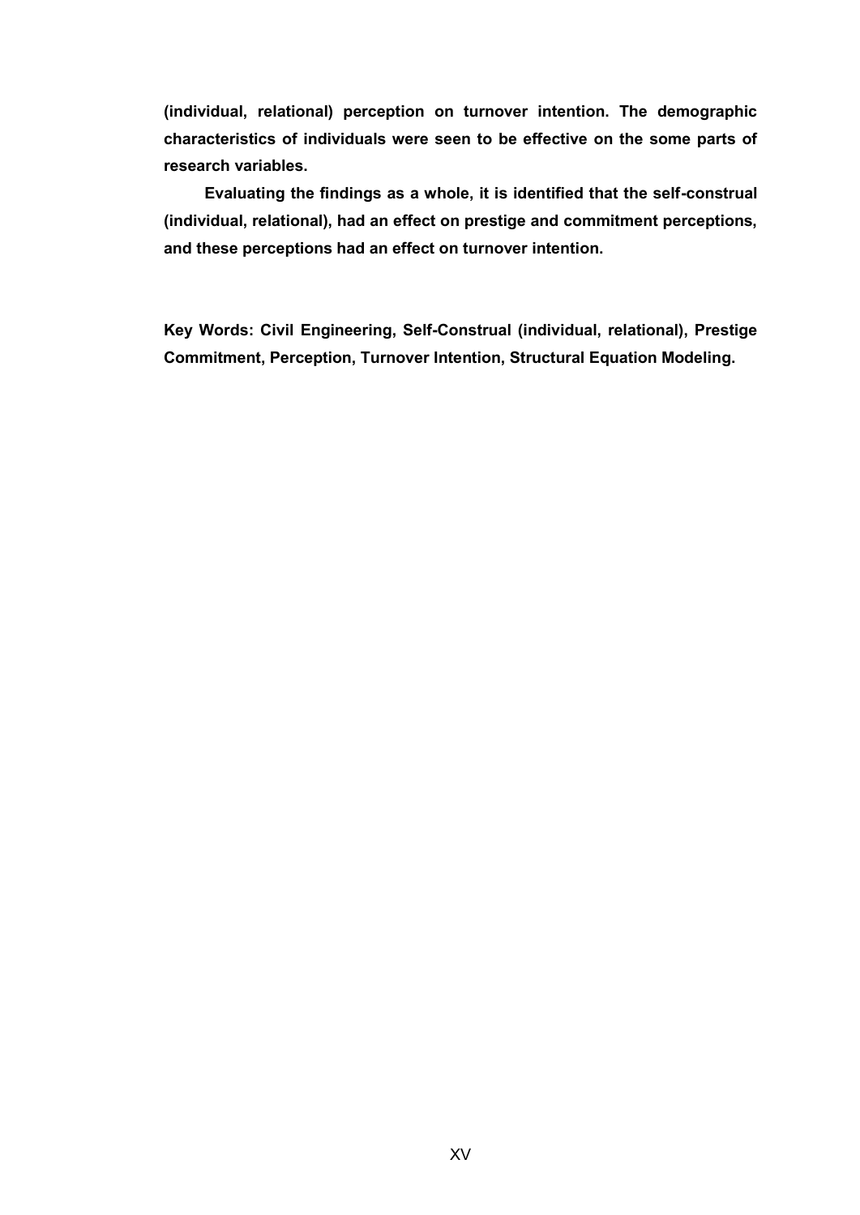**(individual, relational) perception on turnover intention. The demographic characteristics of individuals were seen to be effective on the some parts of research variables.**

**Evaluating the findings as a whole, it is identified that the self-construal (individual, relational), had an effect on prestige and commitment perceptions, and these perceptions had an effect on turnover intention.**

**Key Words: Civil Engineering, Self-Construal (individual, relational), Prestige Commitment, Perception, Turnover Intention, Structural Equation Modeling.**